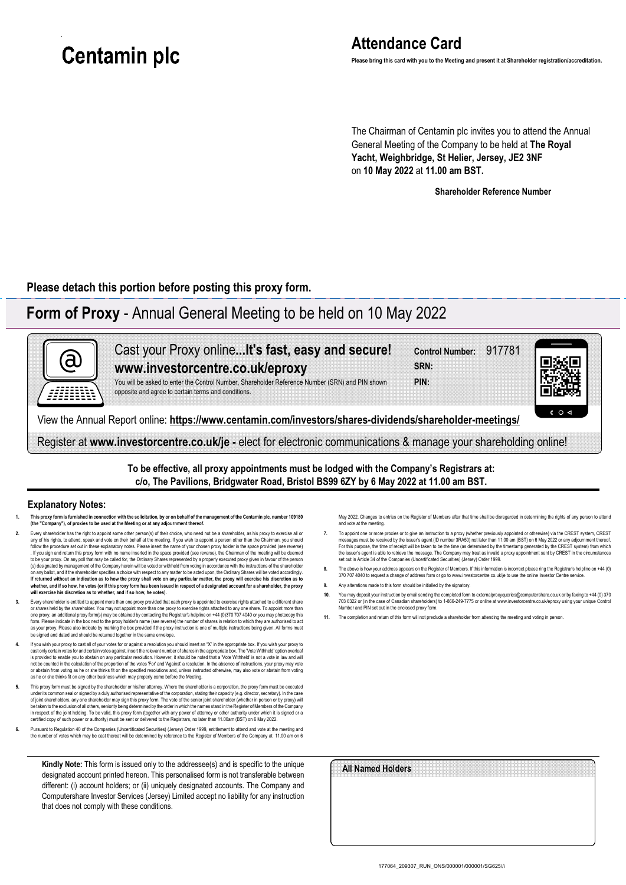# Centamin plc

## Attendance Card

**Please bring this card with you to the Meeting and present it at Shareholder registration/accreditation.**

The Chairman of Centamin plc invites you to attend the Annual General Meeting of the Company to be held at **The Royal Yacht, Weighbridge, St Helier, Jersey, JE2 3NF** on **10 May 2022** at **11.00 am BST.**

**Shareholder Reference Number**

**Please detach this portion before posting this proxy form.**

## **Form of Proxy** - Annual General Meeting to be held on 10 May 2022

Cast your Proxy online...**It's fast, easy and secure!**
**www.investorcentre.co.uk/eproxy**

You will be asked to enter the Control Number, Shareholder Reference Number (SRN) and PIN shown opposite and agree to certain terms and conditions.

**Control Number:** 917781
**SRN:**
**PIN:**

View the Annual Report online: **https://www.centamin.com/investors/shares-dividends/shareholder-meetings/**

Register at **www.investorcentre.co.uk/je -** elect for electronic communications & manage your shareholding online!

**To be effective, all proxy appointments must be lodged with the Company's Registrars at: c/o, The Pavilions, Bridgwater Road, Bristol BS99 6ZY by 6 May 2022 at 11.00 am BST.**

### Explanatory Notes:

1. **This proxy form is furnished in connection with the solicitation, by or on behalf of the management of the Centamin plc, number 109180 (the "Company"), of proxies to be used at the Meeting or at any adjournment thereof.**
2. Every shareholder has the right to appoint some other person(s) of their choice, who need not be a shareholder, as his proxy to exercise all or any of his rights, to attend, speak and vote on their behalf at the meeting. If you wish to appoint a person other than the Chairman, you should follow the procedure set out in these explanatory notes. Please insert the name of your chosen proxy holder in the space provided (see reverse) . If you sign and return this proxy form with no name inserted in the space provided (see reverse), the Chairman of the meeting will be deemed to be your proxy. On any poll that may be called for, the Ordinary Shares represented by a properly executed proxy given in favour of the person (s) designated by management of the Company herein will be voted or withheld from voting in accordance with the instructions of the shareholder on any ballot, and if the shareholder specifies a choice with respect to any matter to be acted upon, the Ordinary Shares will be voted accordingly. **If returned without an indication as to how the proxy shall vote on any particular matter, the proxy will exercise his discretion as to whether, and if so how, he votes (or if this proxy form has been issued in respect of a designated account for a shareholder, the proxy will exercise his discretion as to whether, and if so how, he votes).**
3. Every shareholder is entitled to appoint more than one proxy provided that each proxy is appointed to exercise rights attached to a different share or shares held by the shareholder. You may not appoint more than one proxy to exercise rights attached to any one share. To appoint more than one proxy, an additional proxy form(s) may be obtained by contacting the Registrar's helpline on +44 (0)370 707 4040 or you may photocopy this form. Please indicate in the box next to the proxy holder's name (see reverse) the number of shares in relation to which they are authorised to act as your proxy. Please also indicate by marking the box provided if the proxy instruction is one of multiple instructions being given. All forms must be signed and dated and should be returned together in the same envelope.
4. If you wish your proxy to cast all of your votes for or against a resolution you should insert an "X" in the appropriate box. If you wish your proxy to cast only certain votes for and certain votes against, insert the relevant number of shares in the appropriate box. The 'Vote Withheld' option overleaf is provided to enable you to abstain on any particular resolution. However, it should be noted that a 'Vote Withheld' is not a vote in law and will not be counted in the calculation of the proportion of the votes 'For' and 'Against' a resolution. In the absence of instructions, your proxy may vote or abstain from voting as he or she thinks fit on the specified resolutions and, unless instructed otherwise, may also vote or abstain from voting as he or she thinks fit on any other business which may properly come before the Meeting.
5. This proxy form must be signed by the shareholder or his/her attorney. Where the shareholder is a corporation, the proxy form must be executed under its common seal or signed by a duly authorised representative of the corporation, stating their capacity (e.g. director, secretary). In the case of joint shareholders, any one shareholder may sign this proxy form. The vote of the senior joint shareholder (whether in person or by proxy) will be taken to the exclusion of all others, seniority being determined by the order in which the names stand in the Register of Members of the Company in respect of the joint holding. To be valid, this proxy form (together with any power of attorney or other authority under which it is signed or a certified copy of such power or authority) must be sent or delivered to the Registrars, no later than 11.00am (BST) on 6 May 2022.
6. Pursuant to Regulation 40 of the Companies (Uncertificated Securities) (Jersey) Order 1999, entitlement to attend and vote at the meeting and the number of votes which may be cast thereat will be determined by reference to the Register of Members of the Company at 11.00 am on 6 May 2022. Changes to entries on the Register of Members after that time shall be disregarded in determining the rights of any person to attend and vote at the meeting.
7. To appoint one or more proxies or to give an instruction to a proxy (whether previously appointed or otherwise) via the CREST system, CREST messages must be received by the issuer's agent (ID number 3RA50) not later than 11.00 am (BST) on 6 May 2022 or any adjournment thereof. For this purpose, the time of receipt will be taken to be the time (as determined by the timestamp generated by the CREST system) from which the issuer's agent is able to retrieve the message. The Company may treat as invalid a proxy appointment sent by CREST in the circumstances set out in Article 34 of the Companies (Uncertificated Securities) (Jersey) Order 1999.
8. The above is how your address appears on the Register of Members. If this information is incorrect please ring the Registrar's helpline on +44 (0) 370 707 4040 to request a change of address form or go to www.investorcentre.co.uk/je to use the online Investor Centre service.
9. Any alterations made to this form should be initialled by the signatory.
10. You may deposit your instruction by email sending the completed form to externalproxyqueries@computershare.co.uk or by faxing to +44 (0) 370 703 6322 or (in the case of Canadian shareholders) to 1-866-249-7775 or online at www.investorcentre.co.uk/eproxy using your unique Control Number and PIN set out in the enclosed proxy form.
11. The completion and return of this form will not preclude a shareholder from attending the meeting and voting in person.

**Kindly Note:** This form is issued only to the addressee(s) and is specific to the unique designated account printed hereon. This personalised form is not transferable between different: (i) account holders; or (ii) uniquely designated accounts. The Company and Computershare Investor Services (Jersey) Limited accept no liability for any instruction that does not comply with these conditions.

**All Named Holders**

177064_209307_RUN_ONS/000001/000001/SG625//i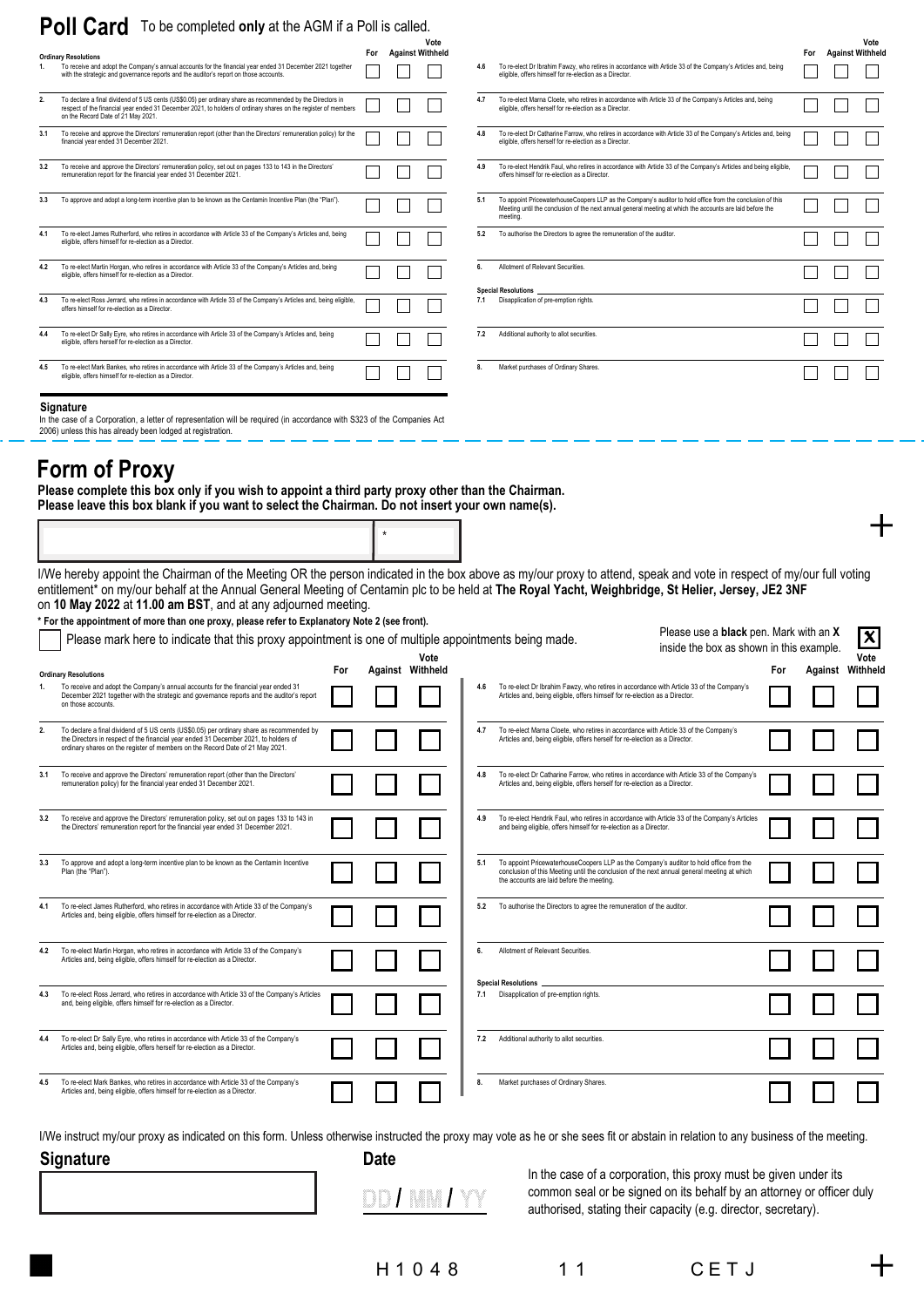# Poll Card

To be completed **only** at the AGM if a Poll is called.

| Ordinary Resolutions | For | Against | Vote Withheld |
|---|---|---|---|
| 1. To receive and adopt the Company's annual accounts for the financial year ended 31 December 2021 together with the strategic and governance reports and the auditor's report on those accounts. | ☐ | ☐ | ☐ |
| 2. To declare a final dividend of 5 US cents (US$0.05) per ordinary share as recommended by the Directors in respect of the financial year ended 31 December 2021, to holders of ordinary shares on the register of members on the Record Date of 21 May 2021. | ☐ | ☐ | ☐ |
| 3.1 To receive and approve the Directors' remuneration report (other than the Directors' remuneration policy) for the financial year ended 31 December 2021. | ☐ | ☐ | ☐ |
| 3.2 To receive and approve the Directors' remuneration policy, set out on pages 133 to 143 in the Directors' remuneration report for the financial year ended 31 December 2021. | ☐ | ☐ | ☐ |
| 3.3 To approve and adopt a long-term incentive plan to be known as the Centamin Incentive Plan (the "Plan"). | ☐ | ☐ | ☐ |
| 4.1 To re-elect James Rutherford, who retires in accordance with Article 33 of the Company's Articles and, being eligible, offers himself for re-election as a Director. | ☐ | ☐ | ☐ |
| 4.2 To re-elect Martin Horgan, who retires in accordance with Article 33 of the Company's Articles and, being eligible, offers himself for re-election as a Director. | ☐ | ☐ | ☐ |
| 4.3 To re-elect Ross Jerrard, who retires in accordance with Article 33 of the Company's Articles and, being eligible, offers himself for re-election as a Director. | ☐ | ☐ | ☐ |
| 4.4 To re-elect Dr Sally Eyre, who retires in accordance with Article 33 of the Company's Articles and, being eligible, offers herself for re-election as a Director. | ☐ | ☐ | ☐ |
| 4.5 To re-elect Mark Bankes, who retires in accordance with Article 33 of the Company's Articles and, being eligible, offers himself for re-election as a Director. | ☐ | ☐ | ☐ |
| 4.6 To re-elect Dr Ibrahim Fawzy, who retires in accordance with Article 33 of the Company's Articles and, being eligible, offers himself for re-election as a Director. | ☐ | ☐ | ☐ |
| 4.7 To re-elect Marna Cloete, who retires in accordance with Article 33 of the Company's Articles and, being eligible, offers herself for re-election as a Director. | ☐ | ☐ | ☐ |
| 4.8 To re-elect Dr Catharine Farrow, who retires in accordance with Article 33 of the Company's Articles and, being eligible, offers herself for re-election as a Director. | ☐ | ☐ | ☐ |
| 4.9 To re-elect Hendrik Faul, who retires in accordance with Article 33 of the Company's Articles and being eligible, offers himself for re-election as a Director. | ☐ | ☐ | ☐ |
| 5.1 To appoint PricewaterhouseCoopers LLP as the Company's auditor to hold office from the conclusion of this Meeting until the conclusion of the next annual general meeting at which the accounts are laid before the meeting. | ☐ | ☐ | ☐ |
| 5.2 To authorise the Directors to agree the remuneration of the auditor. | ☐ | ☐ | ☐ |
| 6. Allotment of Relevant Securities. | ☐ | ☐ | ☐ |
| **Special Resolutions** | | | |
| 7.1 Disapplication of pre-emption rights. | ☐ | ☐ | ☐ |
| 7.2 Additional authority to allot securities. | ☐ | ☐ | ☐ |
| 8. Market purchases of Ordinary Shares. | ☐ | ☐ | ☐ |

**Signature**

In the case of a Corporation, a letter of representation will be required (in accordance with S323 of the Companies Act 2006) unless this has already been lodged at registration.

# Form of Proxy

**Please complete this box only if you wish to appoint a third party proxy other than the Chairman.**
**Please leave this box blank if you want to select the Chairman. Do not insert your own name(s).**

| | * |
|---|---|

I/We hereby appoint the Chairman of the Meeting OR the person indicated in the box above as my/our proxy to attend, speak and vote in respect of my/our full voting entitlement* on my/our behalf at the Annual General Meeting of Centamin plc to be held at **The Royal Yacht, Weighbridge, St Helier, Jersey, JE2 3NF** on **10 May 2022** at **11.00 am BST**, and at any adjourned meeting.

**\* For the appointment of more than one proxy, please refer to Explanatory Note 2 (see front).**

☐ Please mark here to indicate that this proxy appointment is one of multiple appointments being made.

Please use a **black** pen. Mark with an **X** inside the box as shown in this example. ☒

| Ordinary Resolutions | For | Against | Vote Withheld |
|---|---|---|---|
| 1. To receive and adopt the Company's annual accounts for the financial year ended 31 December 2021 together with the strategic and governance reports and the auditor's report on those accounts. | ☐ | ☐ | ☐ |
| 2. To declare a final dividend of 5 US cents (US$0.05) per ordinary share as recommended by the Directors in respect of the financial year ended 31 December 2021, to holders of ordinary shares on the register of members on the Record Date of 21 May 2021. | ☐ | ☐ | ☐ |
| 3.1 To receive and approve the Directors' remuneration report (other than the Directors' remuneration policy) for the financial year ended 31 December 2021. | ☐ | ☐ | ☐ |
| 3.2 To receive and approve the Directors' remuneration policy, set out on pages 133 to 143 in the Directors' remuneration report for the financial year ended 31 December 2021. | ☐ | ☐ | ☐ |
| 3.3 To approve and adopt a long-term incentive plan to be known as the Centamin Incentive Plan (the "Plan"). | ☐ | ☐ | ☐ |
| 4.1 To re-elect James Rutherford, who retires in accordance with Article 33 of the Company's Articles and, being eligible, offers himself for re-election as a Director. | ☐ | ☐ | ☐ |
| 4.2 To re-elect Martin Horgan, who retires in accordance with Article 33 of the Company's Articles and, being eligible, offers himself for re-election as a Director. | ☐ | ☐ | ☐ |
| 4.3 To re-elect Ross Jerrard, who retires in accordance with Article 33 of the Company's Articles and, being eligible, offers himself for re-election as a Director. | ☐ | ☐ | ☐ |
| 4.4 To re-elect Dr Sally Eyre, who retires in accordance with Article 33 of the Company's Articles and, being eligible, offers herself for re-election as a Director. | ☐ | ☐ | ☐ |
| 4.5 To re-elect Mark Bankes, who retires in accordance with Article 33 of the Company's Articles and, being eligible, offers himself for re-election as a Director. | ☐ | ☐ | ☐ |
| 4.6 To re-elect Dr Ibrahim Fawzy, who retires in accordance with Article 33 of the Company's Articles and, being eligible, offers himself for re-election as a Director. | ☐ | ☐ | ☐ |
| 4.7 To re-elect Marna Cloete, who retires in accordance with Article 33 of the Company's Articles and, being eligible, offers herself for re-election as a Director. | ☐ | ☐ | ☐ |
| 4.8 To re-elect Dr Catharine Farrow, who retires in accordance with Article 33 of the Company's Articles and, being eligible, offers herself for re-election as a Director. | ☐ | ☐ | ☐ |
| 4.9 To re-elect Hendrik Faul, who retires in accordance with Article 33 of the Company's Articles and being eligible, offers himself for re-election as a Director. | ☐ | ☐ | ☐ |
| 5.1 To appoint PricewaterhouseCoopers LLP as the Company's auditor to hold office from the conclusion of this Meeting until the conclusion of the next annual general meeting at which the accounts are laid before the meeting. | ☐ | ☐ | ☐ |
| 5.2 To authorise the Directors to agree the remuneration of the auditor. | ☐ | ☐ | ☐ |
| 6. Allotment of Relevant Securities. | ☐ | ☐ | ☐ |
| **Special Resolutions** | | | |
| 7.1 Disapplication of pre-emption rights. | ☐ | ☐ | ☐ |
| 7.2 Additional authority to allot securities. | ☐ | ☐ | ☐ |
| 8. Market purchases of Ordinary Shares. | ☐ | ☐ | ☐ |

I/We instruct my/our proxy as indicated on this form. Unless otherwise instructed the proxy may vote as he or she sees fit or abstain in relation to any business of the meeting.

**Signature**

**Date**

DD / MM / YY

In the case of a corporation, this proxy must be given under its common seal or be signed on its behalf by an attorney or officer duly authorised, stating their capacity (e.g. director, secretary).

H1048 11 CETJ